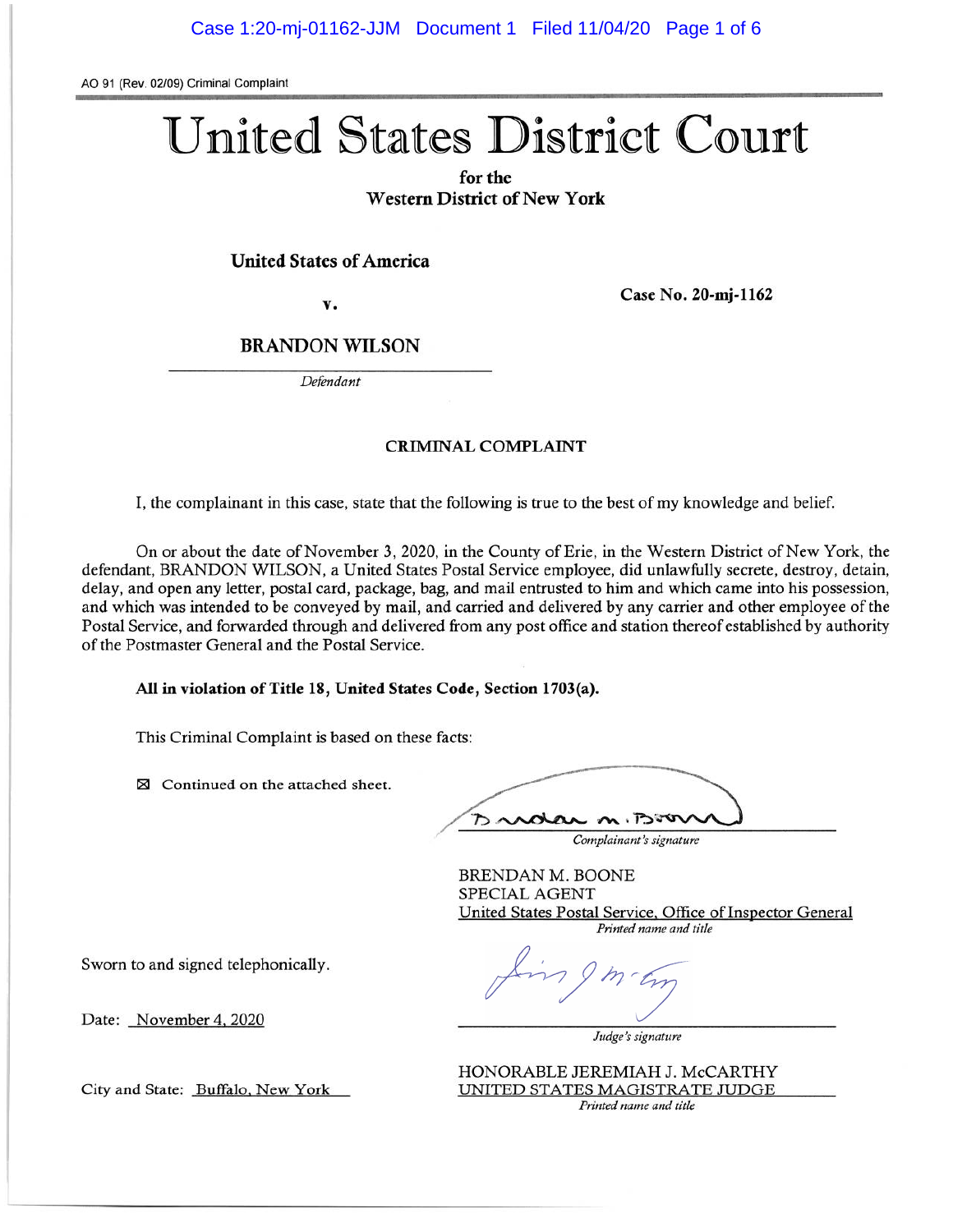AO 91 (Rev. 02/09) Criminal Complaint

# United States District Court

**for the**
**Western District of New York**

**United States of America**

**v.**

**BRANDON WILSON**

*Defendant*

**Case No. 20-mj-1162**

## CRIMINAL COMPLAINT

I, the complainant in this case, state that the following is true to the best of my knowledge and belief.

On or about the date of November 3, 2020, in the County of Erie, in the Western District of New York, the defendant, BRANDON WILSON, a United States Postal Service employee, did unlawfully secrete, destroy, detain, delay, and open any letter, postal card, package, bag, and mail entrusted to him and which came into his possession, and which was intended to be conveyed by mail, and carried and delivered by any carrier and other employee of the Postal Service, and forwarded through and delivered from any post office and station thereof established by authority of the Postmaster General and the Postal Service.

**All in violation of Title 18, United States Code, Section 1703(a).**

This Criminal Complaint is based on these facts:

☒ Continued on the attached sheet.

*Complainant's signature*

BRENDAN M. BOONE
SPECIAL AGENT
United States Postal Service, Office of Inspector General
*Printed name and title*

Sworn to and signed telephonically.

Date: November 4, 2020

*Judge's signature*

City and State: Buffalo, New York

HONORABLE JEREMIAH J. McCARTHY
UNITED STATES MAGISTRATE JUDGE
*Printed name and title*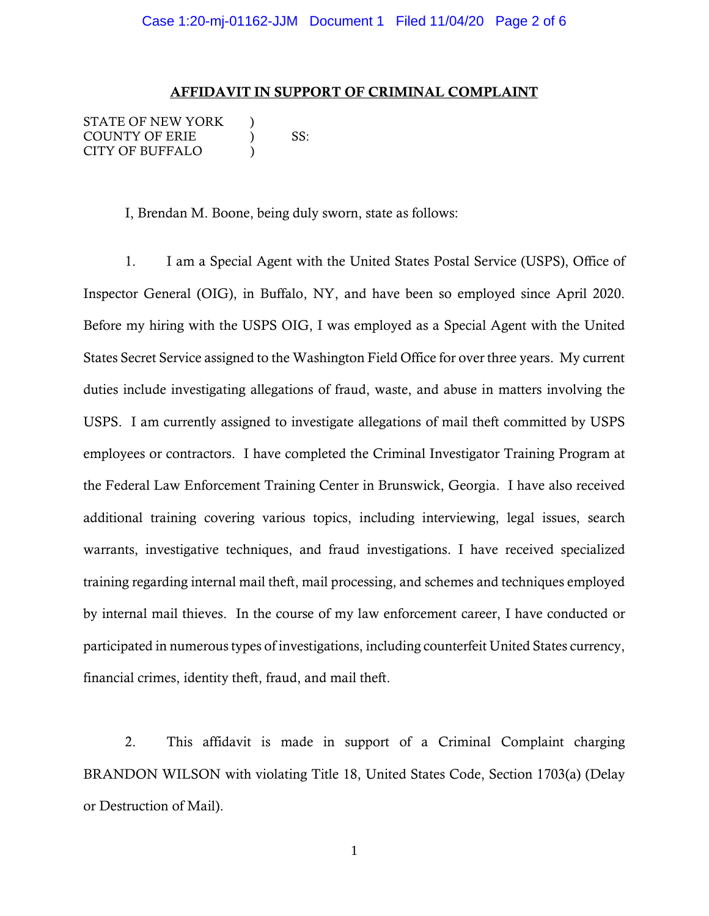## AFFIDAVIT IN SUPPORT OF CRIMINAL COMPLAINT

STATE OF NEW YORK )
COUNTY OF ERIE ) SS:
CITY OF BUFFALO )

I, Brendan M. Boone, being duly sworn, state as follows:

1. I am a Special Agent with the United States Postal Service (USPS), Office of Inspector General (OIG), in Buffalo, NY, and have been so employed since April 2020. Before my hiring with the USPS OIG, I was employed as a Special Agent with the United States Secret Service assigned to the Washington Field Office for over three years. My current duties include investigating allegations of fraud, waste, and abuse in matters involving the USPS. I am currently assigned to investigate allegations of mail theft committed by USPS employees or contractors. I have completed the Criminal Investigator Training Program at the Federal Law Enforcement Training Center in Brunswick, Georgia. I have also received additional training covering various topics, including interviewing, legal issues, search warrants, investigative techniques, and fraud investigations. I have received specialized training regarding internal mail theft, mail processing, and schemes and techniques employed by internal mail thieves. In the course of my law enforcement career, I have conducted or participated in numerous types of investigations, including counterfeit United States currency, financial crimes, identity theft, fraud, and mail theft.

2. This affidavit is made in support of a Criminal Complaint charging BRANDON WILSON with violating Title 18, United States Code, Section 1703(a) (Delay or Destruction of Mail).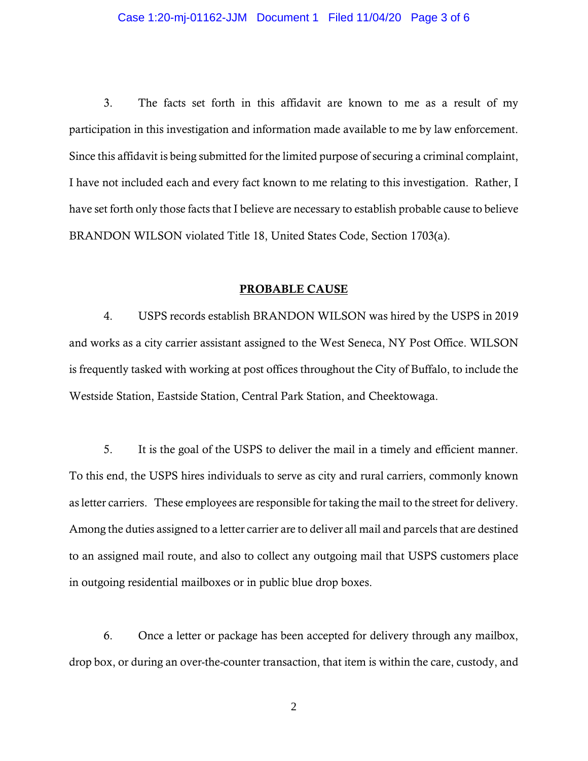3. The facts set forth in this affidavit are known to me as a result of my participation in this investigation and information made available to me by law enforcement. Since this affidavit is being submitted for the limited purpose of securing a criminal complaint, I have not included each and every fact known to me relating to this investigation. Rather, I have set forth only those facts that I believe are necessary to establish probable cause to believe BRANDON WILSON violated Title 18, United States Code, Section 1703(a).

## PROBABLE CAUSE

4. USPS records establish BRANDON WILSON was hired by the USPS in 2019 and works as a city carrier assistant assigned to the West Seneca, NY Post Office. WILSON is frequently tasked with working at post offices throughout the City of Buffalo, to include the Westside Station, Eastside Station, Central Park Station, and Cheektowaga.

5. It is the goal of the USPS to deliver the mail in a timely and efficient manner. To this end, the USPS hires individuals to serve as city and rural carriers, commonly known as letter carriers. These employees are responsible for taking the mail to the street for delivery. Among the duties assigned to a letter carrier are to deliver all mail and parcels that are destined to an assigned mail route, and also to collect any outgoing mail that USPS customers place in outgoing residential mailboxes or in public blue drop boxes.

6. Once a letter or package has been accepted for delivery through any mailbox, drop box, or during an over-the-counter transaction, that item is within the care, custody, and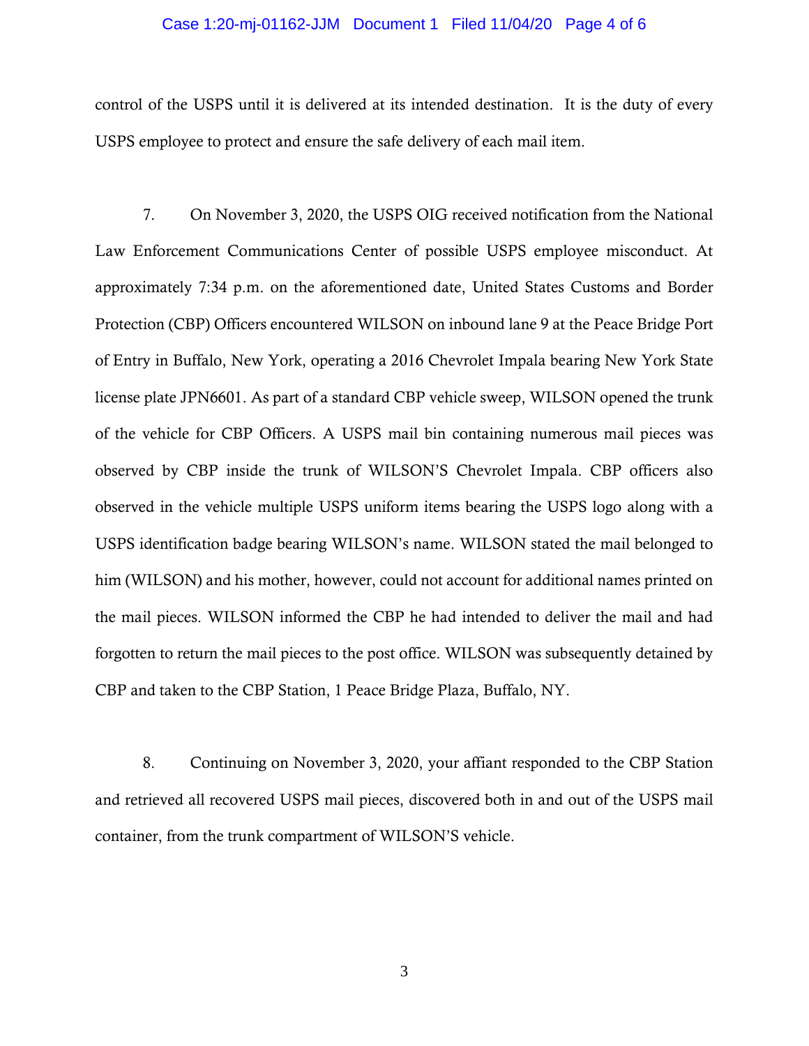control of the USPS until it is delivered at its intended destination. It is the duty of every USPS employee to protect and ensure the safe delivery of each mail item.

7. On November 3, 2020, the USPS OIG received notification from the National Law Enforcement Communications Center of possible USPS employee misconduct. At approximately 7:34 p.m. on the aforementioned date, United States Customs and Border Protection (CBP) Officers encountered WILSON on inbound lane 9 at the Peace Bridge Port of Entry in Buffalo, New York, operating a 2016 Chevrolet Impala bearing New York State license plate JPN6601. As part of a standard CBP vehicle sweep, WILSON opened the trunk of the vehicle for CBP Officers. A USPS mail bin containing numerous mail pieces was observed by CBP inside the trunk of WILSON'S Chevrolet Impala. CBP officers also observed in the vehicle multiple USPS uniform items bearing the USPS logo along with a USPS identification badge bearing WILSON's name. WILSON stated the mail belonged to him (WILSON) and his mother, however, could not account for additional names printed on the mail pieces. WILSON informed the CBP he had intended to deliver the mail and had forgotten to return the mail pieces to the post office. WILSON was subsequently detained by CBP and taken to the CBP Station, 1 Peace Bridge Plaza, Buffalo, NY.

8. Continuing on November 3, 2020, your affiant responded to the CBP Station and retrieved all recovered USPS mail pieces, discovered both in and out of the USPS mail container, from the trunk compartment of WILSON'S vehicle.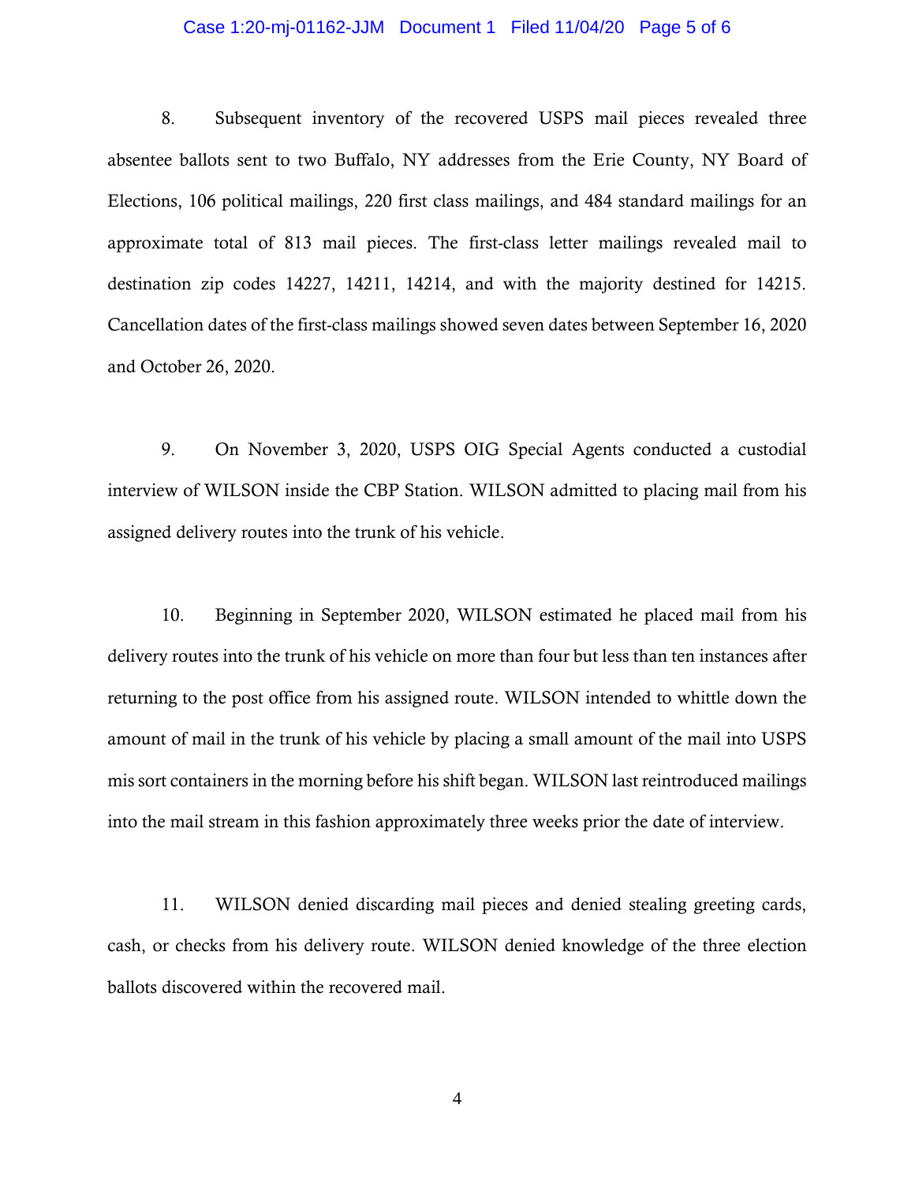8. Subsequent inventory of the recovered USPS mail pieces revealed three absentee ballots sent to two Buffalo, NY addresses from the Erie County, NY Board of Elections, 106 political mailings, 220 first class mailings, and 484 standard mailings for an approximate total of 813 mail pieces. The first-class letter mailings revealed mail to destination zip codes 14227, 14211, 14214, and with the majority destined for 14215. Cancellation dates of the first-class mailings showed seven dates between September 16, 2020 and October 26, 2020.

9. On November 3, 2020, USPS OIG Special Agents conducted a custodial interview of WILSON inside the CBP Station. WILSON admitted to placing mail from his assigned delivery routes into the trunk of his vehicle.

10. Beginning in September 2020, WILSON estimated he placed mail from his delivery routes into the trunk of his vehicle on more than four but less than ten instances after returning to the post office from his assigned route. WILSON intended to whittle down the amount of mail in the trunk of his vehicle by placing a small amount of the mail into USPS mis sort containers in the morning before his shift began. WILSON last reintroduced mailings into the mail stream in this fashion approximately three weeks prior the date of interview.

11. WILSON denied discarding mail pieces and denied stealing greeting cards, cash, or checks from his delivery route. WILSON denied knowledge of the three election ballots discovered within the recovered mail.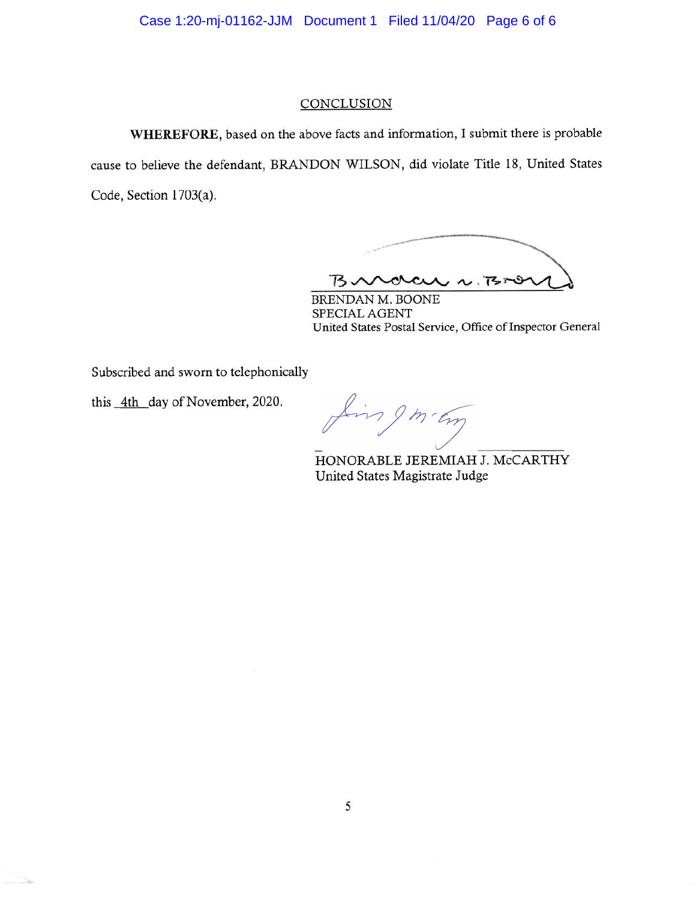## CONCLUSION

**WHEREFORE**, based on the above facts and information, I submit there is probable cause to believe the defendant, BRANDON WILSON, did violate Title 18, United States Code, Section 1703(a).

BRENDAN M. BOONE
SPECIAL AGENT
United States Postal Service, Office of Inspector General

Subscribed and sworn to telephonically

this 4th day of November, 2020.

HONORABLE JEREMIAH J. McCARTHY
United States Magistrate Judge